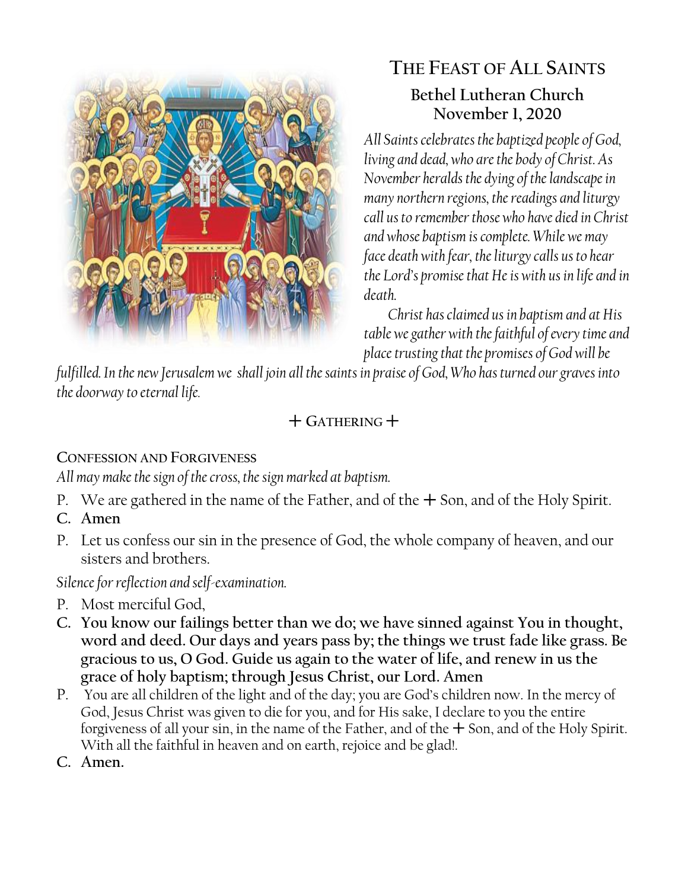# The Feast of All Saints

## Bethel Lutheran Church
## November 1, 2020

*All Saints celebrates the baptized people of God, living and dead, who are the body of Christ. As November heralds the dying of the landscape in many northern regions, the readings and liturgy call us to remember those who have died in Christ and whose baptism is complete. While we may face death with fear, the liturgy calls us to hear the Lord's promise that He is with us in life and in death.*

*Christ has claimed us in baptism and at His table we gather with the faithful of every time and place trusting that the promises of God will be fulfilled. In the new Jerusalem we shall join all the saints in praise of God, Who has turned our graves into the doorway to eternal life.*

## + Gathering +

### Confession and Forgiveness

*All may make the sign of the cross, the sign marked at baptism.*

P. We are gathered in the name of the Father, and of the + Son, and of the Holy Spirit.

**C. Amen**

P. Let us confess our sin in the presence of God, the whole company of heaven, and our sisters and brothers.

*Silence for reflection and self-examination.*

P. Most merciful God,

**C. You know our failings better than we do; we have sinned against You in thought, word and deed. Our days and years pass by; the things we trust fade like grass. Be gracious to us, O God. Guide us again to the water of life, and renew in us the grace of holy baptism; through Jesus Christ, our Lord. Amen**

P. You are all children of the light and of the day; you are God's children now. In the mercy of God, Jesus Christ was given to die for you, and for His sake, I declare to you the entire forgiveness of all your sin, in the name of the Father, and of the + Son, and of the Holy Spirit. With all the faithful in heaven and on earth, rejoice and be glad!.

**C. Amen.**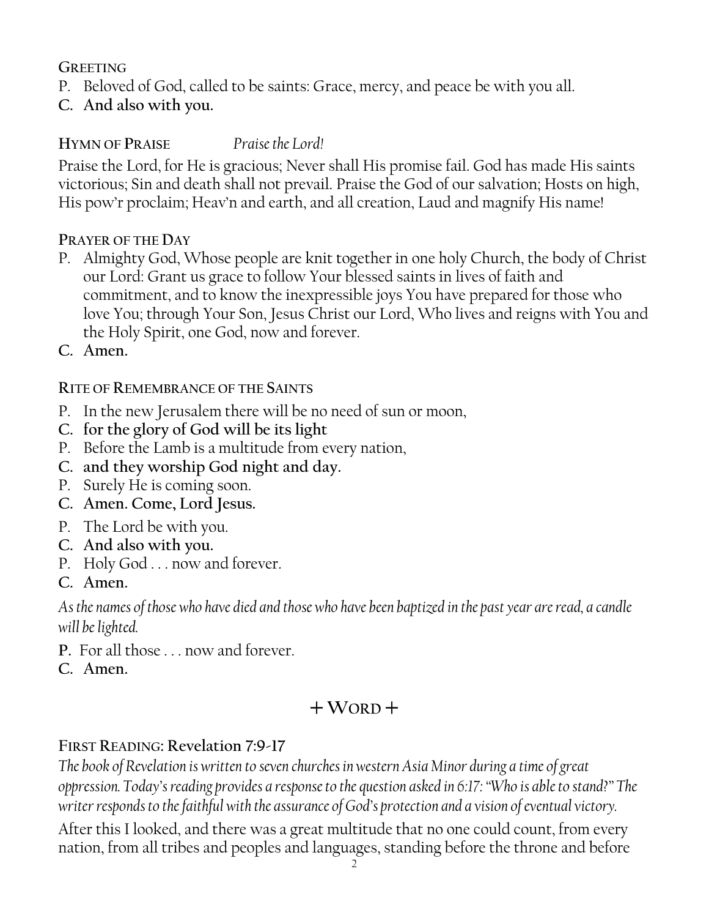**GREETING**

P. Beloved of God, called to be saints: Grace, mercy, and peace be with you all.

**C. And also with you.**

**HYMN OF PRAISE** *Praise the Lord!*

Praise the Lord, for He is gracious; Never shall His promise fail. God has made His saints victorious; Sin and death shall not prevail. Praise the God of our salvation; Hosts on high, His pow'r proclaim; Heav'n and earth, and all creation, Laud and magnify His name!

**PRAYER OF THE DAY**

P. Almighty God, Whose people are knit together in one holy Church, the body of Christ our Lord: Grant us grace to follow Your blessed saints in lives of faith and commitment, and to know the inexpressible joys You have prepared for those who love You; through Your Son, Jesus Christ our Lord, Who lives and reigns with You and the Holy Spirit, one God, now and forever.

**C. Amen.**

**RITE OF REMEMBRANCE OF THE SAINTS**

P. In the new Jerusalem there will be no need of sun or moon,

**C. for the glory of God will be its light**

P. Before the Lamb is a multitude from every nation,

**C. and they worship God night and day.**

P. Surely He is coming soon.

**C. Amen. Come, Lord Jesus.**

P. The Lord be with you.

**C. And also with you.**

P. Holy God . . . now and forever.

**C. Amen.**

*As the names of those who have died and those who have been baptized in the past year are read, a candle will be lighted.*

**P.** For all those . . . now and forever.

**C. Amen.**

## + WORD +

**FIRST READING: Revelation 7:9-17**

*The book of Revelation is written to seven churches in western Asia Minor during a time of great oppression. Today's reading provides a response to the question asked in 6:17: "Who is able to stand?" The writer responds to the faithful with the assurance of God's protection and a vision of eventual victory.*

After this I looked, and there was a great multitude that no one could count, from every nation, from all tribes and peoples and languages, standing before the throne and before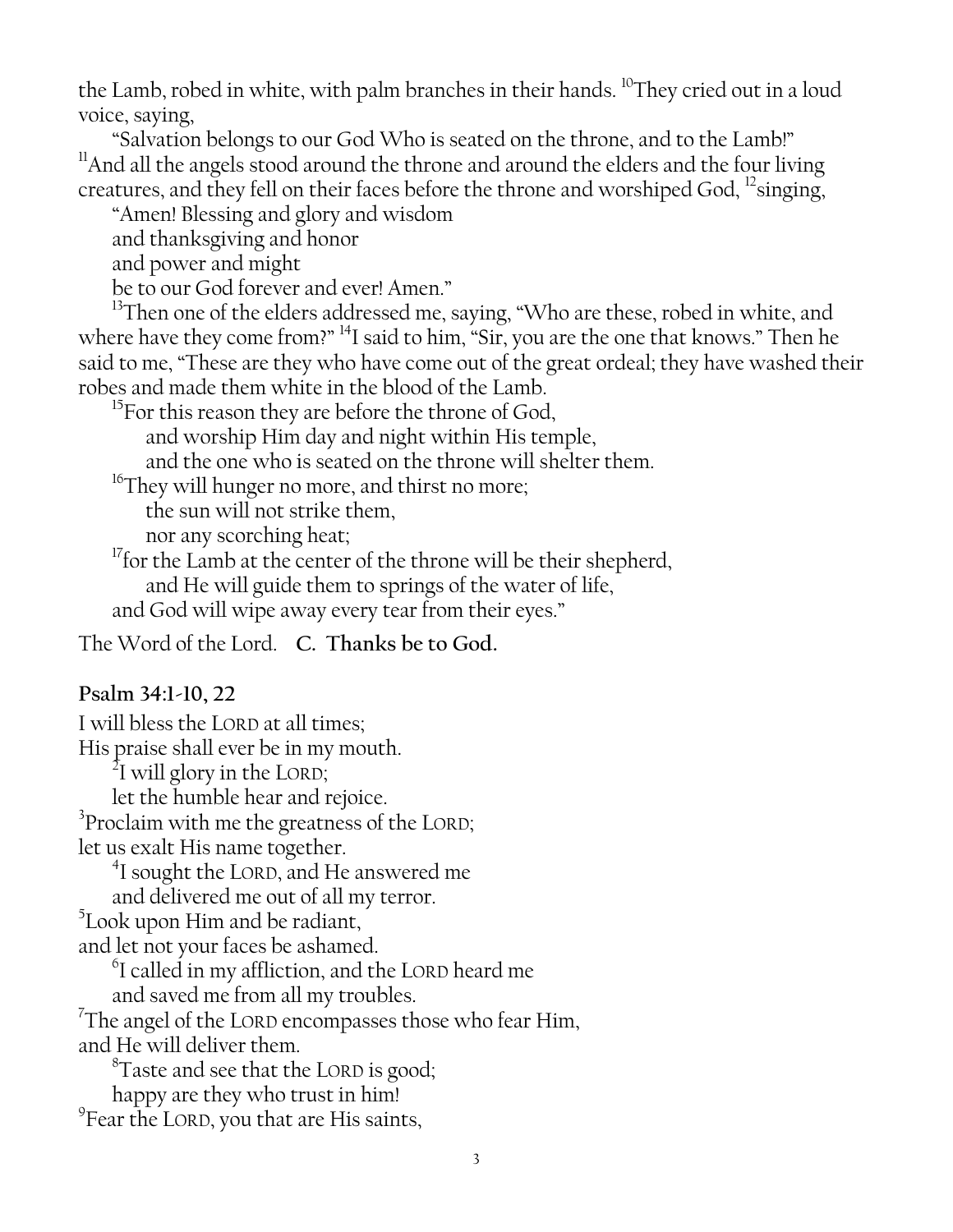the Lamb, robed in white, with palm branches in their hands. [10]They cried out in a loud voice, saying,

"Salvation belongs to our God Who is seated on the throne, and to the Lamb!"
[11]And all the angels stood around the throne and around the elders and the four living creatures, and they fell on their faces before the throne and worshiped God, [12]singing,

"Amen! Blessing and glory and wisdom
and thanksgiving and honor
and power and might
be to our God forever and ever! Amen."

[13]Then one of the elders addressed me, saying, "Who are these, robed in white, and where have they come from?" [14]I said to him, "Sir, you are the one that knows." Then he said to me, "These are they who have come out of the great ordeal; they have washed their robes and made them white in the blood of the Lamb.

[15]For this reason they are before the throne of God,
and worship Him day and night within His temple,
and the one who is seated on the throne will shelter them.
[16]They will hunger no more, and thirst no more;
the sun will not strike them,
nor any scorching heat;
[17]for the Lamb at the center of the throne will be their shepherd,
and He will guide them to springs of the water of life,
and God will wipe away every tear from their eyes."

The Word of the Lord. **C. Thanks be to God.**

**Psalm 34:1-10, 22**

I will bless the LORD at all times;
His praise shall ever be in my mouth.
[2]I will glory in the LORD;
let the humble hear and rejoice.
[3]Proclaim with me the greatness of the LORD;
let us exalt His name together.
[4]I sought the LORD, and He answered me
and delivered me out of all my terror.
[5]Look upon Him and be radiant,
and let not your faces be ashamed.
[6]I called in my affliction, and the LORD heard me
and saved me from all my troubles.
[7]The angel of the LORD encompasses those who fear Him,
and He will deliver them.
[8]Taste and see that the LORD is good;
happy are they who trust in him!
[9]Fear the LORD, you that are His saints,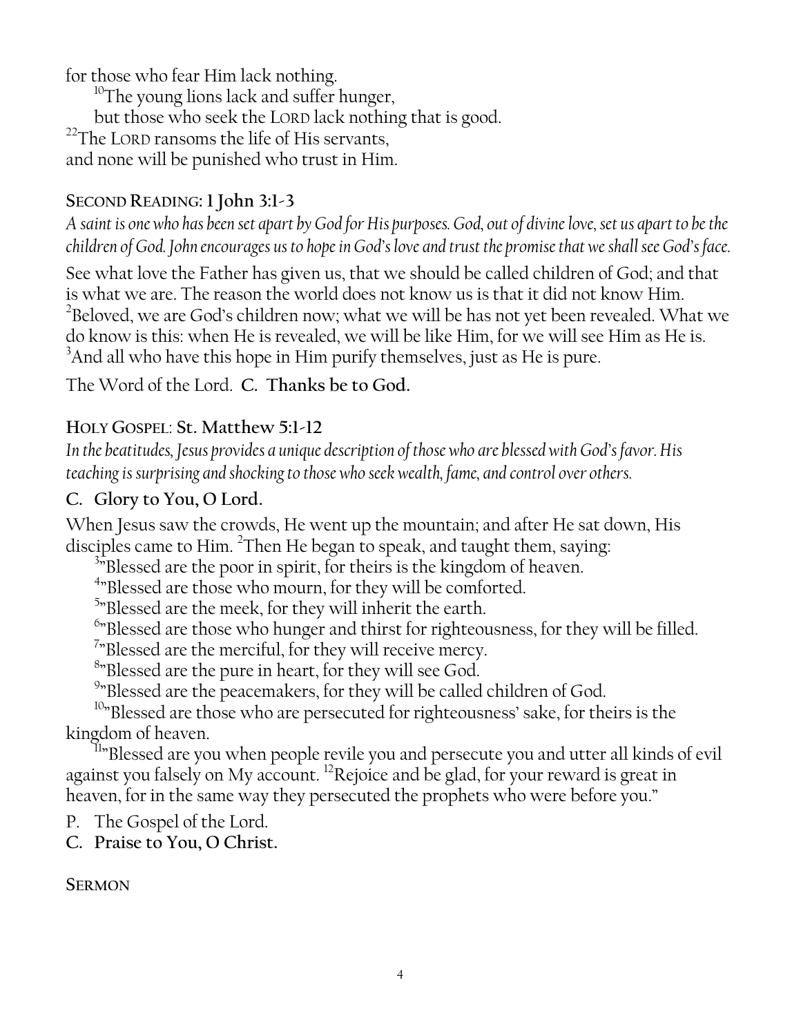for those who fear Him lack nothing.

[10]The young lions lack and suffer hunger,

but those who seek the LORD lack nothing that is good.

[22]The LORD ransoms the life of His servants,
and none will be punished who trust in Him.

## SECOND READING: 1 John 3:1-3

*A saint is one who has been set apart by God for His purposes. God, out of divine love, set us apart to be the children of God. John encourages us to hope in God's love and trust the promise that we shall see God's face.*

See what love the Father has given us, that we should be called children of God; and that is what we are. The reason the world does not know us is that it did not know Him. [2]Beloved, we are God's children now; what we will be has not yet been revealed. What we do know is this: when He is revealed, we will be like Him, for we will see Him as He is. [3]And all who have this hope in Him purify themselves, just as He is pure.

The Word of the Lord. **C. Thanks be to God.**

## HOLY GOSPEL: St. Matthew 5:1-12

*In the beatitudes, Jesus provides a unique description of those who are blessed with God's favor. His teaching is surprising and shocking to those who seek wealth, fame, and control over others.*

**C. Glory to You, O Lord.**

When Jesus saw the crowds, He went up the mountain; and after He sat down, His disciples came to Him. [2]Then He began to speak, and taught them, saying:

[3]"Blessed are the poor in spirit, for theirs is the kingdom of heaven.

[4]"Blessed are those who mourn, for they will be comforted.

[5]"Blessed are the meek, for they will inherit the earth.

[6]"Blessed are those who hunger and thirst for righteousness, for they will be filled.

[7]"Blessed are the merciful, for they will receive mercy.

[8]"Blessed are the pure in heart, for they will see God.

[9]"Blessed are the peacemakers, for they will be called children of God.

[10]"Blessed are those who are persecuted for righteousness' sake, for theirs is the kingdom of heaven.

[11]"Blessed are you when people revile you and persecute you and utter all kinds of evil against you falsely on My account. [12]Rejoice and be glad, for your reward is great in heaven, for in the same way they persecuted the prophets who were before you."

P. The Gospel of the Lord.

**C. Praise to You, O Christ.**

## SERMON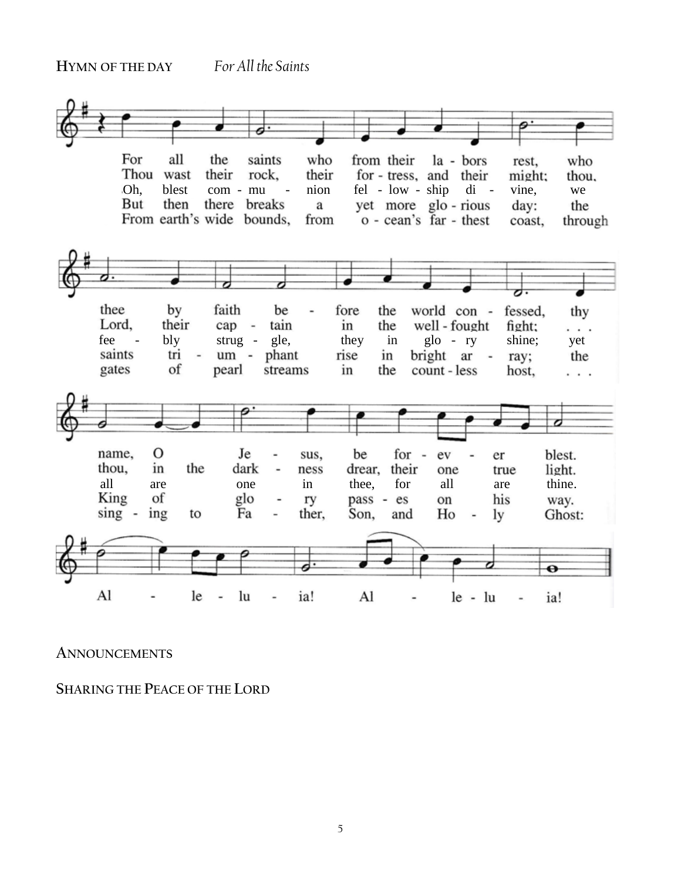**HYMN OF THE DAY** *For All the Saints*

For all the saints who from their la - bors rest, who thee by faith be - fore the world con - fessed, thy name, O Je - sus, be for - ev - er blest.

Thou wast their rock, their for - tress, and their might; thou, Lord, their cap - tain in the well - fought fight; . . . thou, in the dark - ness drear, their one true light.

Oh, blest com - mu - nion fel - low - ship di - vine, we fee - bly strug - gle, they in glo - ry shine; yet all are one in thee, for all are thine.

But then there breaks a yet more glo - rious day: the saints tri - um - phant rise in bright ar - ray; the King of glo - ry pass - es on his way.

From earth's wide bounds, from o - cean's far - thest coast, through gates of pearl streams in the count - less host, . . . sing - ing to Fa - ther, Son, and Ho - ly Ghost:

Al - le - lu - ia! Al - le - lu - ia!

**ANNOUNCEMENTS**

**SHARING THE PEACE OF THE LORD**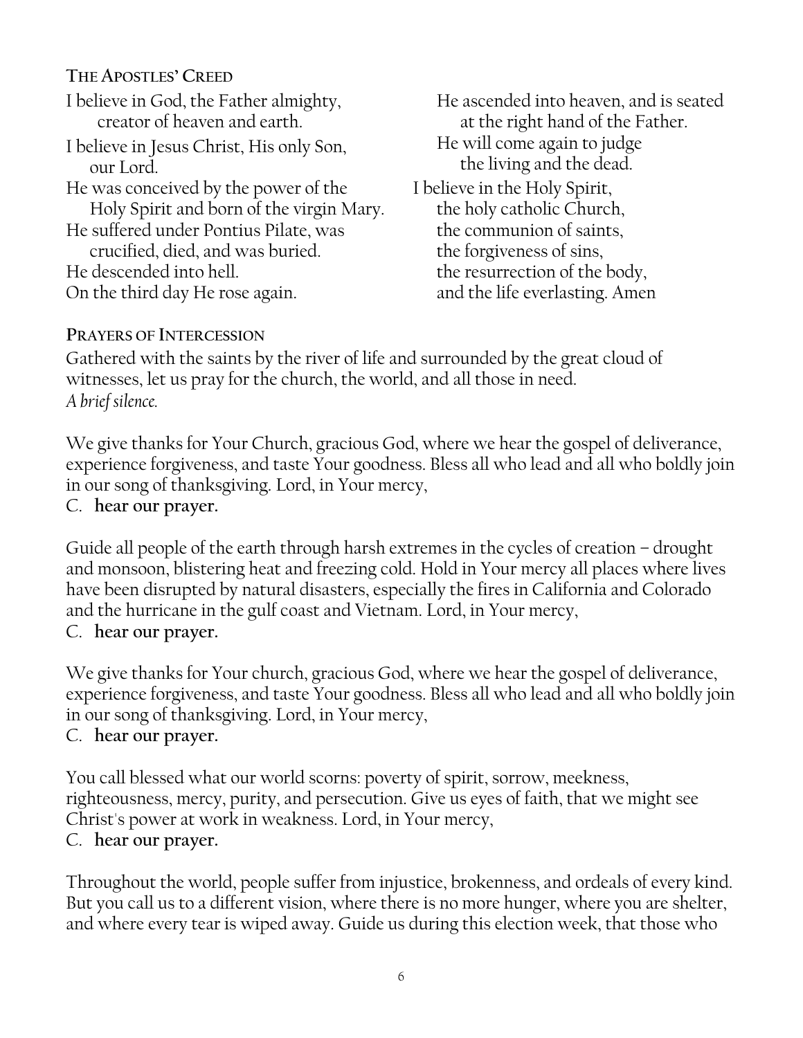### The Apostles' Creed

I believe in God, the Father almighty,
creator of heaven and earth.

I believe in Jesus Christ, His only Son,
our Lord.

He was conceived by the power of the
Holy Spirit and born of the virgin Mary.

He suffered under Pontius Pilate, was
crucified, died, and was buried.

He descended into hell.

On the third day He rose again.

He ascended into heaven, and is seated
at the right hand of the Father.

He will come again to judge
the living and the dead.

I believe in the Holy Spirit,
the holy catholic Church,
the communion of saints,
the forgiveness of sins,
the resurrection of the body,
and the life everlasting. Amen

### Prayers of Intercession

Gathered with the saints by the river of life and surrounded by the great cloud of witnesses, let us pray for the church, the world, and all those in need.
*A brief silence.*

We give thanks for Your Church, gracious God, where we hear the gospel of deliverance, experience forgiveness, and taste Your goodness. Bless all who lead and all who boldly join in our song of thanksgiving. Lord, in Your mercy,
C. **hear our prayer.**

Guide all people of the earth through harsh extremes in the cycles of creation – drought and monsoon, blistering heat and freezing cold. Hold in Your mercy all places where lives have been disrupted by natural disasters, especially the fires in California and Colorado and the hurricane in the gulf coast and Vietnam. Lord, in Your mercy,
C. **hear our prayer.**

We give thanks for Your church, gracious God, where we hear the gospel of deliverance, experience forgiveness, and taste Your goodness. Bless all who lead and all who boldly join in our song of thanksgiving. Lord, in Your mercy,
C. **hear our prayer.**

You call blessed what our world scorns: poverty of spirit, sorrow, meekness, righteousness, mercy, purity, and persecution. Give us eyes of faith, that we might see Christ's power at work in weakness. Lord, in Your mercy,
C. **hear our prayer.**

Throughout the world, people suffer from injustice, brokenness, and ordeals of every kind. But you call us to a different vision, where there is no more hunger, where you are shelter, and where every tear is wiped away. Guide us during this election week, that those who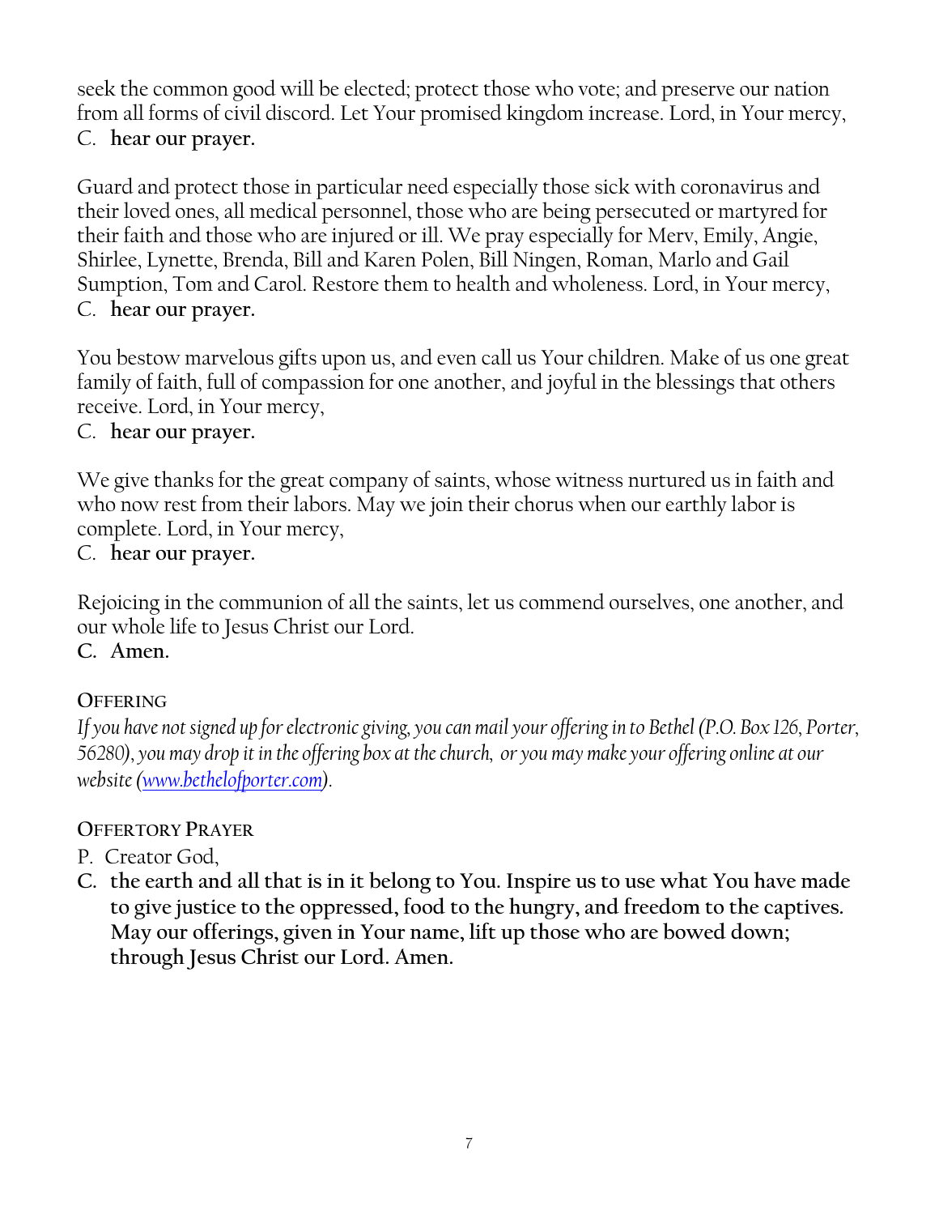seek the common good will be elected; protect those who vote; and preserve our nation from all forms of civil discord. Let Your promised kingdom increase. Lord, in Your mercy,
C. **hear our prayer.**

Guard and protect those in particular need especially those sick with coronavirus and their loved ones, all medical personnel, those who are being persecuted or martyred for their faith and those who are injured or ill. We pray especially for Merv, Emily, Angie, Shirlee, Lynette, Brenda, Bill and Karen Polen, Bill Ningen, Roman, Marlo and Gail Sumption, Tom and Carol. Restore them to health and wholeness. Lord, in Your mercy,
C. **hear our prayer.**

You bestow marvelous gifts upon us, and even call us Your children. Make of us one great family of faith, full of compassion for one another, and joyful in the blessings that others receive. Lord, in Your mercy,
C. **hear our prayer.**

We give thanks for the great company of saints, whose witness nurtured us in faith and who now rest from their labors. May we join their chorus when our earthly labor is complete. Lord, in Your mercy,
C. **hear our prayer.**

Rejoicing in the communion of all the saints, let us commend ourselves, one another, and our whole life to Jesus Christ our Lord.
**C. Amen.**

## OFFERING

*If you have not signed up for electronic giving, you can mail your offering in to Bethel (P.O. Box 126, Porter, 56280), you may drop it in the offering box at the church, or you may make your offering online at our website ([www.bethelofporter.com](http://www.bethelofporter.com)).*

## OFFERTORY PRAYER

P. Creator God,
**C. the earth and all that is in it belong to You. Inspire us to use what You have made to give justice to the oppressed, food to the hungry, and freedom to the captives. May our offerings, given in Your name, lift up those who are bowed down; through Jesus Christ our Lord. Amen.**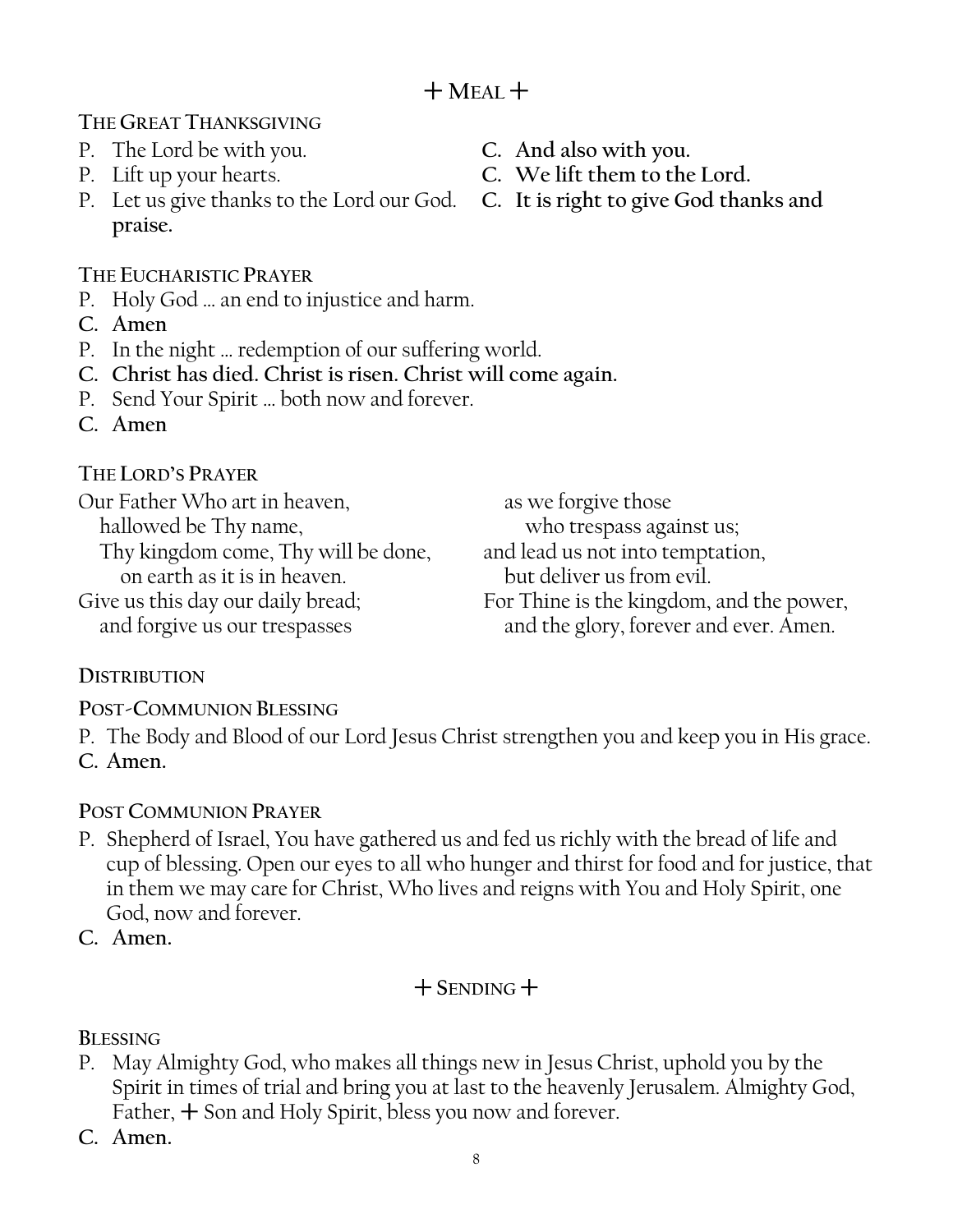## + MEAL +

**THE GREAT THANKSGIVING**

P. The Lord be with you.
**C. And also with you.**

P. Lift up your hearts.
**C. We lift them to the Lord.**

P. Let us give thanks to the Lord our God.
**C. It is right to give God thanks and praise.**

**THE EUCHARISTIC PRAYER**

P. Holy God … an end to injustice and harm.

**C. Amen**

P. In the night … redemption of our suffering world.

**C. Christ has died. Christ is risen. Christ will come again.**

P. Send Your Spirit … both now and forever.

**C. Amen**

**THE LORD'S PRAYER**

Our Father Who art in heaven,
hallowed be Thy name,
Thy kingdom come, Thy will be done,
on earth as it is in heaven.
Give us this day our daily bread;
and forgive us our trespasses
as we forgive those
who trespass against us;
and lead us not into temptation,
but deliver us from evil.
For Thine is the kingdom, and the power,
and the glory, forever and ever. Amen.

**DISTRIBUTION**

**POST-COMMUNION BLESSING**

P. The Body and Blood of our Lord Jesus Christ strengthen you and keep you in His grace.

**C. Amen.**

**POST COMMUNION PRAYER**

P. Shepherd of Israel, You have gathered us and fed us richly with the bread of life and cup of blessing. Open our eyes to all who hunger and thirst for food and for justice, that in them we may care for Christ, Who lives and reigns with You and Holy Spirit, one God, now and forever.

**C. Amen.**

## + SENDING +

**BLESSING**

P. May Almighty God, who makes all things new in Jesus Christ, uphold you by the Spirit in times of trial and bring you at last to the heavenly Jerusalem. Almighty God, Father, + Son and Holy Spirit, bless you now and forever.

**C. Amen.**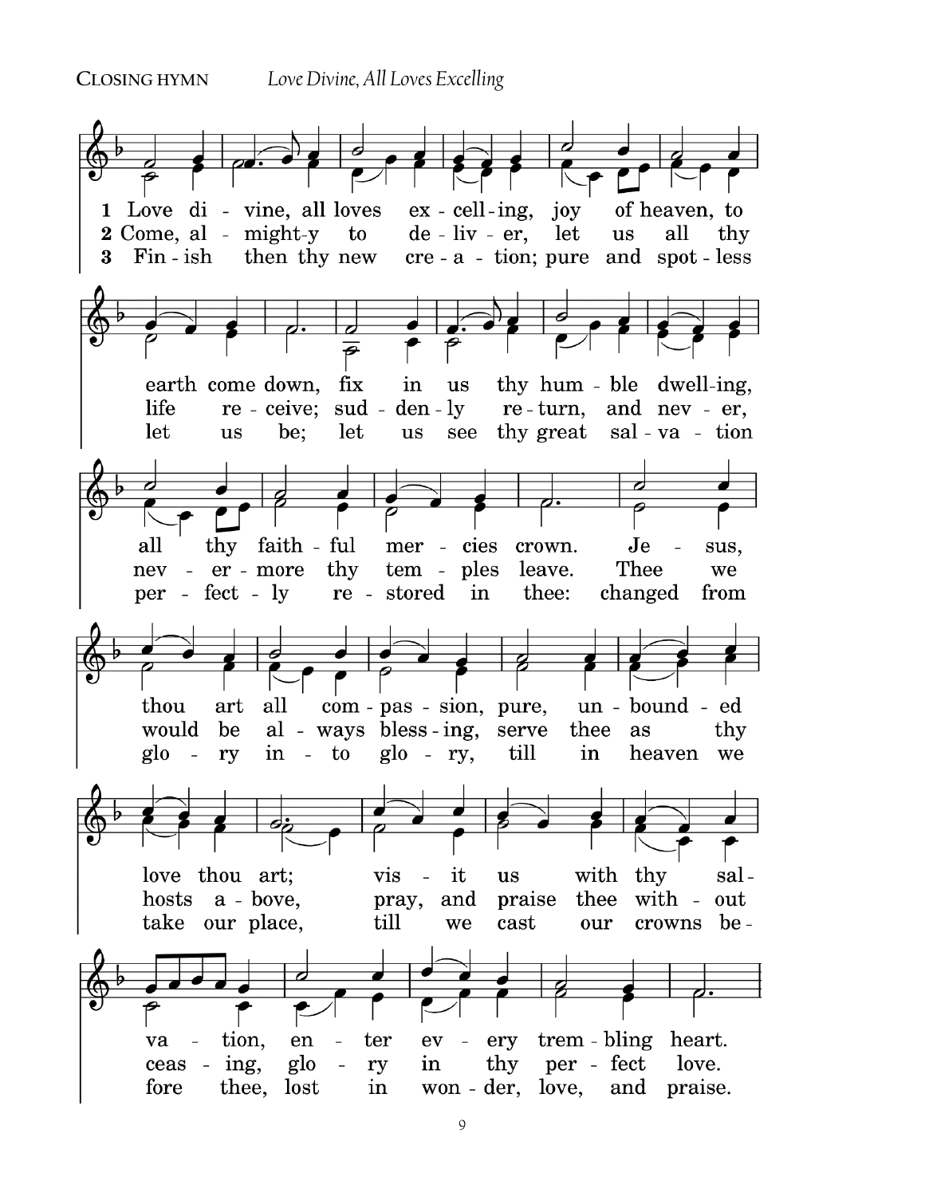**CLOSING HYMN** *Love Divine, All Loves Excelling*

1 Love divine, all loves excelling, joy of heaven, to earth come down, fix in us thy humble dwelling, all thy faithful mercies crown. Jesus, thou art all compassion, pure, unbounded love thou art; visit us with thy salvation, enter every trembling heart.

2 Come, almighty to deliver, let us all thy life receive; suddenly return, and never, nevermore thy temples leave. Thee we would be always blessing, serve thee as thy hosts above, pray, and praise thee without ceasing, glory in thy perfect love.

3 Finish then thy new creation; pure and spotless let us be; let us see thy great salvation perfectly restored in thee: changed from glory into glory, till in heaven we take our place, till we cast our crowns before thee, lost in wonder, love, and praise.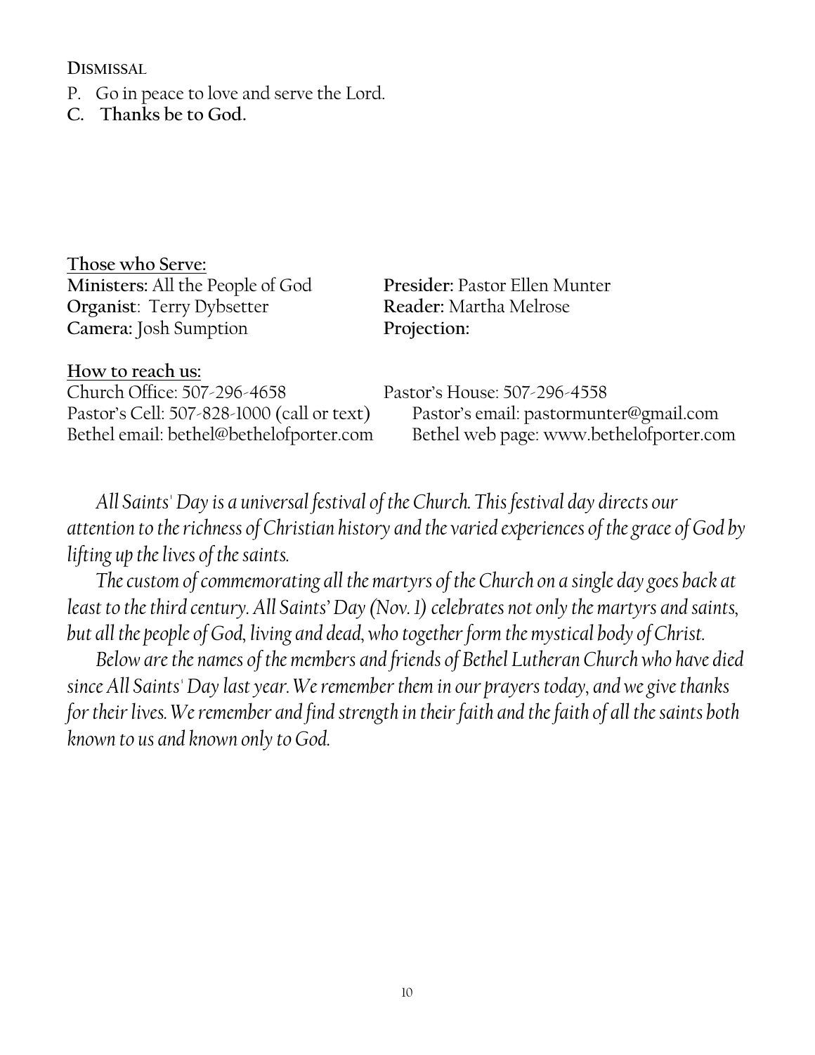**DISMISSAL**

P. Go in peace to love and serve the Lord.
**C. Thanks be to God.**

**Those who Serve:**

**Ministers:** All the People of God
**Presider:** Pastor Ellen Munter
**Organist**: Terry Dybsetter
**Reader:** Martha Melrose
**Camera:** Josh Sumption
**Projection:**

**How to reach us:**

Church Office: 507-296-4658
Pastor's House: 507-296-4558
Pastor's Cell: 507-828-1000 (call or text)
Pastor's email: pastormunter@gmail.com
Bethel email: bethel@bethelofporter.com
Bethel web page: www.bethelofporter.com

*All Saints' Day is a universal festival of the Church. This festival day directs our attention to the richness of Christian history and the varied experiences of the grace of God by lifting up the lives of the saints.*

*The custom of commemorating all the martyrs of the Church on a single day goes back at least to the third century. All Saints' Day (Nov. 1) celebrates not only the martyrs and saints, but all the people of God, living and dead, who together form the mystical body of Christ.*

*Below are the names of the members and friends of Bethel Lutheran Church who have died since All Saints' Day last year. We remember them in our prayers today, and we give thanks for their lives. We remember and find strength in their faith and the faith of all the saints both known to us and known only to God.*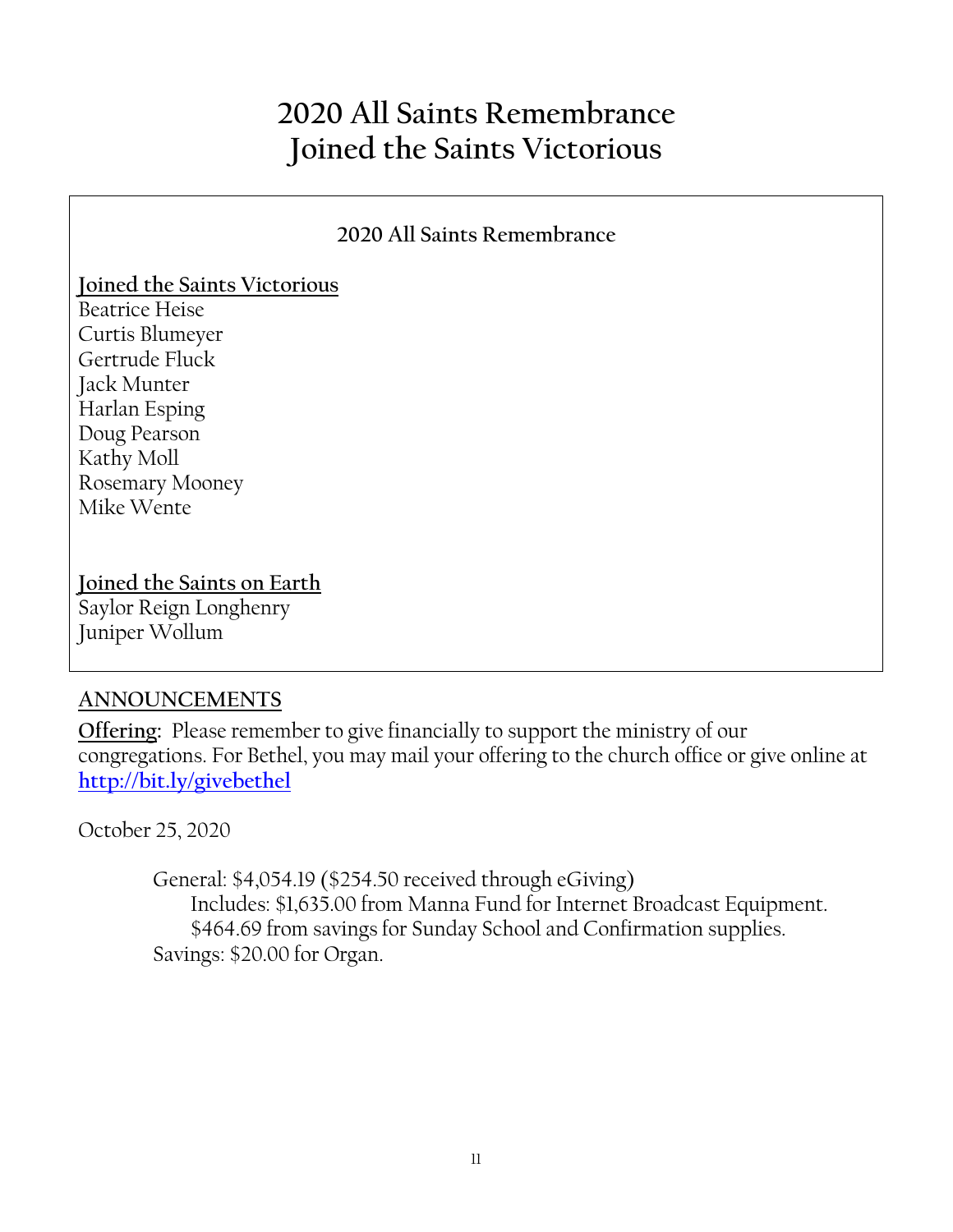# 2020 All Saints Remembrance
# Joined the Saints Victorious

### 2020 All Saints Remembrance

**Joined the Saints Victorious**

Beatrice Heise
Curtis Blumeyer
Gertrude Fluck
Jack Munter
Harlan Esping
Doug Pearson
Kathy Moll
Rosemary Mooney
Mike Wente

**Joined the Saints on Earth**

Saylor Reign Longhenry
Juniper Wollum

## ANNOUNCEMENTS

**Offering:** Please remember to give financially to support the ministry of our congregations. For Bethel, you may mail your offering to the church office or give online at **http://bit.ly/givebethel**

October 25, 2020

General: $4,054.19 ($254.50 received through eGiving)
Includes: $1,635.00 from Manna Fund for Internet Broadcast Equipment.
$464.69 from savings for Sunday School and Confirmation supplies.
Savings: $20.00 for Organ.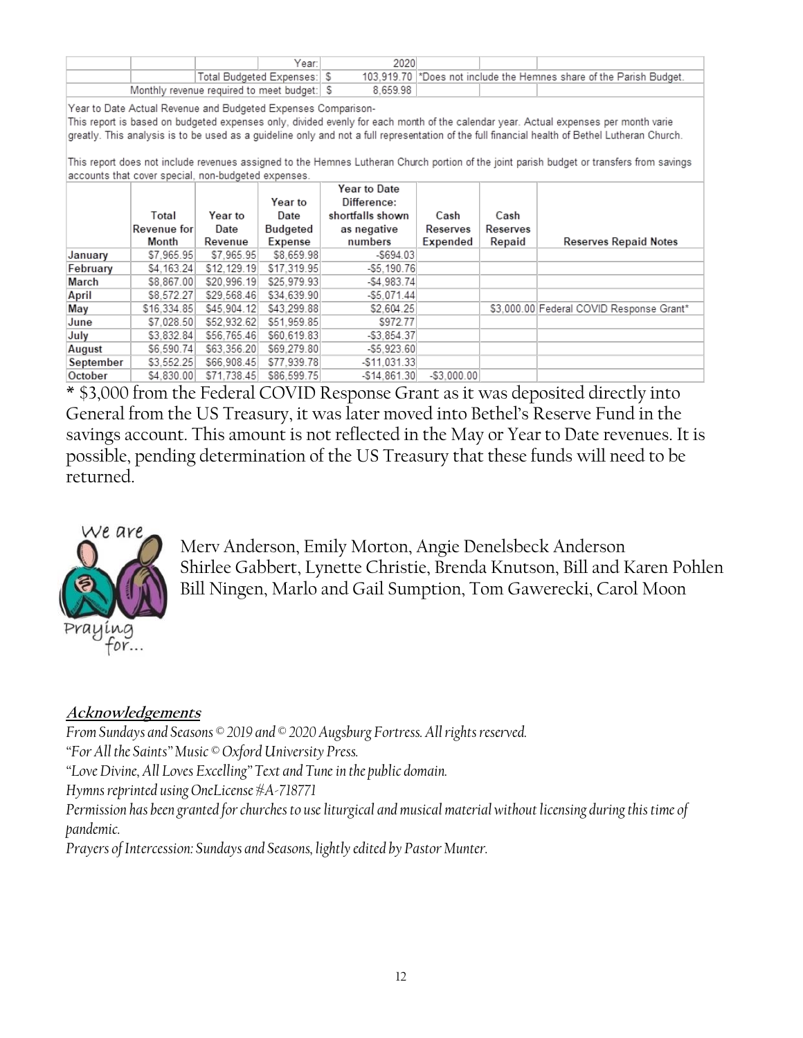| | | Year: | 2020 | | | |
|---|---|---|---|---|---|---|
| | | Total Budgeted Expenses: | $ 103,919.70 | *Does not include the Hemnes share of the Parish Budget. | | |
| | Monthly revenue required to meet budget: | | $ 8,659.98 | | | |

Year to Date Actual Revenue and Budgeted Expenses Comparison-

This report is based on budgeted expenses only, divided evenly for each month of the calendar year. Actual expenses per month varie greatly. This analysis is to be used as a guideline only and not a full representation of the full financial health of Bethel Lutheran Church.

This report does not include revenues assigned to the Hemnes Lutheran Church portion of the joint parish budget or transfers from savings accounts that cover special, non-budgeted expenses.

| | Total Revenue for Month | Year to Date Revenue | Year to Date Budgeted Expense | Year to Date Difference: shortfalls shown as negative numbers | Cash Reserves Expended | Cash Reserves Repaid | Reserves Repaid Notes |
|---|---|---|---|---|---|---|---|
| January | $7,965.95 | $7,965.95 | $8,659.98 | -$694.03 | | | |
| February | $4,163.24 | $12,129.19 | $17,319.95 | -$5,190.76 | | | |
| March | $8,867.00 | $20,996.19 | $25,979.93 | -$4,983.74 | | | |
| April | $8,572.27 | $29,568.46 | $34,639.90 | -$5,071.44 | | | |
| May | $16,334.85 | $45,904.12 | $43,299.88 | $2,604.25 | | $3,000.00 | Federal COVID Response Grant* |
| June | $7,028.50 | $52,932.62 | $51,959.85 | $972.77 | | | |
| July | $3,832.84 | $56,765.46 | $60,619.83 | -$3,854.37 | | | |
| August | $6,590.74 | $63,356.20 | $69,279.80 | -$5,923.60 | | | |
| September | $3,552.25 | $66,908.45 | $77,939.78 | -$11,031.33 | | | |
| October | $4,830.00 | $71,738.45 | $86,599.75 | -$14,861.30 | -$3,000.00 | | |

* $3,000 from the Federal COVID Response Grant as it was deposited directly into General from the US Treasury, it was later moved into Bethel's Reserve Fund in the savings account. This amount is not reflected in the May or Year to Date revenues. It is possible, pending determination of the US Treasury that these funds will need to be returned.

We are Praying for…

Merv Anderson, Emily Morton, Angie Denelsbeck Anderson
Shirlee Gabbert, Lynette Christie, Brenda Knutson, Bill and Karen Pohlen
Bill Ningen, Marlo and Gail Sumption, Tom Gawerecki, Carol Moon

## Acknowledgements

*From Sundays and Seasons © 2019 and © 2020 Augsburg Fortress. All rights reserved.*
*"For All the Saints" Music © Oxford University Press.*
*"Love Divine, All Loves Excelling" Text and Tune in the public domain.*
*Hymns reprinted using OneLicense #A-718771*
*Permission has been granted for churches to use liturgical and musical material without licensing during this time of pandemic.*
*Prayers of Intercession: Sundays and Seasons, lightly edited by Pastor Munter.*